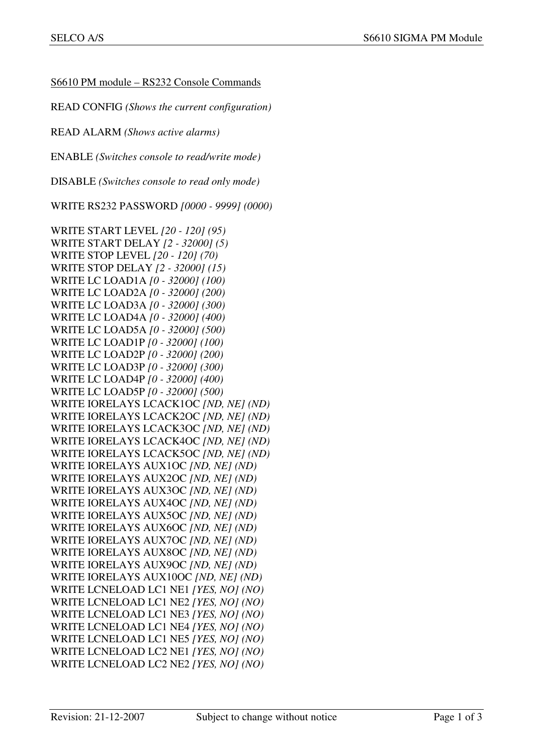S6610 PM module – RS232 Console Commands

READ CONFIG *(Shows the current configuration)*

READ ALARM *(Shows active alarms)*

ENABLE *(Switches console to read/write mode)*

DISABLE *(Switches console to read only mode)*

WRITE RS232 PASSWORD *[0000 - 9999] (0000)*

WRITE START LEVEL *[20 - 120] (95)*
WRITE START DELAY *[2 - 32000] (5)*
WRITE STOP LEVEL *[20 - 120] (70)*
WRITE STOP DELAY *[2 - 32000] (15)*
WRITE LC LOAD1A *[0 - 32000] (100)*
WRITE LC LOAD2A *[0 - 32000] (200)*
WRITE LC LOAD3A *[0 - 32000] (300)*
WRITE LC LOAD4A *[0 - 32000] (400)*
WRITE LC LOAD5A *[0 - 32000] (500)*
WRITE LC LOAD1P *[0 - 32000] (100)*
WRITE LC LOAD2P *[0 - 32000] (200)*
WRITE LC LOAD3P *[0 - 32000] (300)*
WRITE LC LOAD4P *[0 - 32000] (400)*
WRITE LC LOAD5P *[0 - 32000] (500)*
WRITE IORELAYS LCACK1OC *[ND, NE] (ND)*
WRITE IORELAYS LCACK2OC *[ND, NE] (ND)*
WRITE IORELAYS LCACK3OC *[ND, NE] (ND)*
WRITE IORELAYS LCACK4OC *[ND, NE] (ND)*
WRITE IORELAYS LCACK5OC *[ND, NE] (ND)*
WRITE IORELAYS AUX1OC *[ND, NE] (ND)*
WRITE IORELAYS AUX2OC *[ND, NE] (ND)*
WRITE IORELAYS AUX3OC *[ND, NE] (ND)*
WRITE IORELAYS AUX4OC *[ND, NE] (ND)*
WRITE IORELAYS AUX5OC *[ND, NE] (ND)*
WRITE IORELAYS AUX6OC *[ND, NE] (ND)*
WRITE IORELAYS AUX7OC *[ND, NE] (ND)*
WRITE IORELAYS AUX8OC *[ND, NE] (ND)*
WRITE IORELAYS AUX9OC *[ND, NE] (ND)*
WRITE IORELAYS AUX10OC *[ND, NE] (ND)*
WRITE LCNELOAD LC1 NE1 *[YES, NO] (NO)*
WRITE LCNELOAD LC1 NE2 *[YES, NO] (NO)*
WRITE LCNELOAD LC1 NE3 *[YES, NO] (NO)*
WRITE LCNELOAD LC1 NE4 *[YES, NO] (NO)*
WRITE LCNELOAD LC1 NE5 *[YES, NO] (NO)*
WRITE LCNELOAD LC2 NE1 *[YES, NO] (NO)*
WRITE LCNELOAD LC2 NE2 *[YES, NO] (NO)*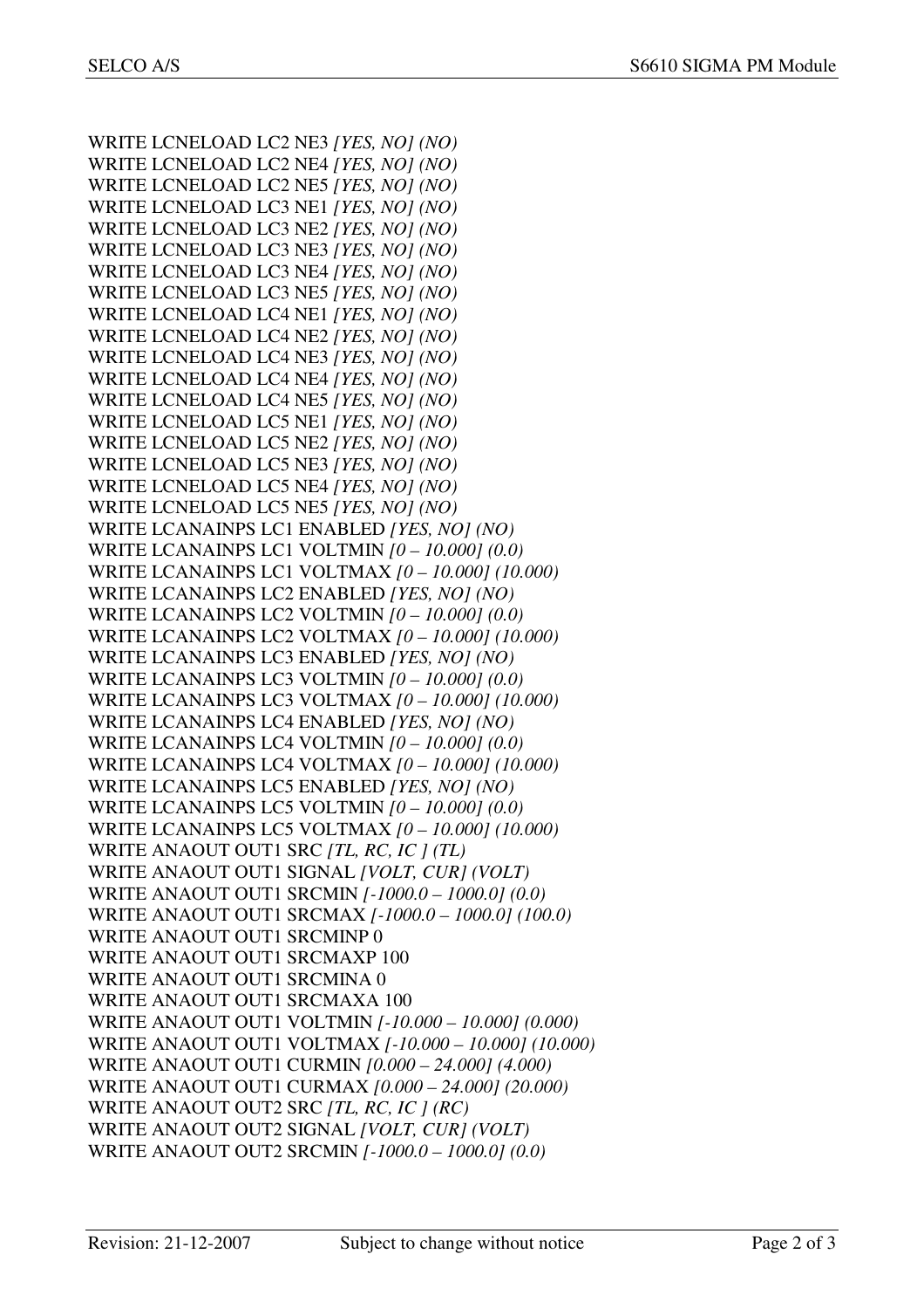WRITE LCNELOAD LC2 NE3 *[YES, NO] (NO)*
WRITE LCNELOAD LC2 NE4 *[YES, NO] (NO)*
WRITE LCNELOAD LC2 NE5 *[YES, NO] (NO)*
WRITE LCNELOAD LC3 NE1 *[YES, NO] (NO)*
WRITE LCNELOAD LC3 NE2 *[YES, NO] (NO)*
WRITE LCNELOAD LC3 NE3 *[YES, NO] (NO)*
WRITE LCNELOAD LC3 NE4 *[YES, NO] (NO)*
WRITE LCNELOAD LC3 NE5 *[YES, NO] (NO)*
WRITE LCNELOAD LC4 NE1 *[YES, NO] (NO)*
WRITE LCNELOAD LC4 NE2 *[YES, NO] (NO)*
WRITE LCNELOAD LC4 NE3 *[YES, NO] (NO)*
WRITE LCNELOAD LC4 NE4 *[YES, NO] (NO)*
WRITE LCNELOAD LC4 NE5 *[YES, NO] (NO)*
WRITE LCNELOAD LC5 NE1 *[YES, NO] (NO)*
WRITE LCNELOAD LC5 NE2 *[YES, NO] (NO)*
WRITE LCNELOAD LC5 NE3 *[YES, NO] (NO)*
WRITE LCNELOAD LC5 NE4 *[YES, NO] (NO)*
WRITE LCNELOAD LC5 NE5 *[YES, NO] (NO)*
WRITE LCANAINPS LC1 ENABLED *[YES, NO] (NO)*
WRITE LCANAINPS LC1 VOLTMIN *[0 – 10.000] (0.0)*
WRITE LCANAINPS LC1 VOLTMAX *[0 – 10.000] (10.000)*
WRITE LCANAINPS LC2 ENABLED *[YES, NO] (NO)*
WRITE LCANAINPS LC2 VOLTMIN *[0 – 10.000] (0.0)*
WRITE LCANAINPS LC2 VOLTMAX *[0 – 10.000] (10.000)*
WRITE LCANAINPS LC3 ENABLED *[YES, NO] (NO)*
WRITE LCANAINPS LC3 VOLTMIN *[0 – 10.000] (0.0)*
WRITE LCANAINPS LC3 VOLTMAX *[0 – 10.000] (10.000)*
WRITE LCANAINPS LC4 ENABLED *[YES, NO] (NO)*
WRITE LCANAINPS LC4 VOLTMIN *[0 – 10.000] (0.0)*
WRITE LCANAINPS LC4 VOLTMAX *[0 – 10.000] (10.000)*
WRITE LCANAINPS LC5 ENABLED *[YES, NO] (NO)*
WRITE LCANAINPS LC5 VOLTMIN *[0 – 10.000] (0.0)*
WRITE LCANAINPS LC5 VOLTMAX *[0 – 10.000] (10.000)*
WRITE ANAOUT OUT1 SRC *[TL, RC, IC ] (TL)*
WRITE ANAOUT OUT1 SIGNAL *[VOLT, CUR] (VOLT)*
WRITE ANAOUT OUT1 SRCMIN *[-1000.0 – 1000.0] (0.0)*
WRITE ANAOUT OUT1 SRCMAX *[-1000.0 – 1000.0] (100.0)*
WRITE ANAOUT OUT1 SRCMINP 0
WRITE ANAOUT OUT1 SRCMAXP 100
WRITE ANAOUT OUT1 SRCMINA 0
WRITE ANAOUT OUT1 SRCMAXA 100
WRITE ANAOUT OUT1 VOLTMIN *[-10.000 – 10.000] (0.000)*
WRITE ANAOUT OUT1 VOLTMAX *[-10.000 – 10.000] (10.000)*
WRITE ANAOUT OUT1 CURMIN *[0.000 – 24.000] (4.000)*
WRITE ANAOUT OUT1 CURMAX *[0.000 – 24.000] (20.000)*
WRITE ANAOUT OUT2 SRC *[TL, RC, IC ] (RC)*
WRITE ANAOUT OUT2 SIGNAL *[VOLT, CUR] (VOLT)*
WRITE ANAOUT OUT2 SRCMIN *[-1000.0 – 1000.0] (0.0)*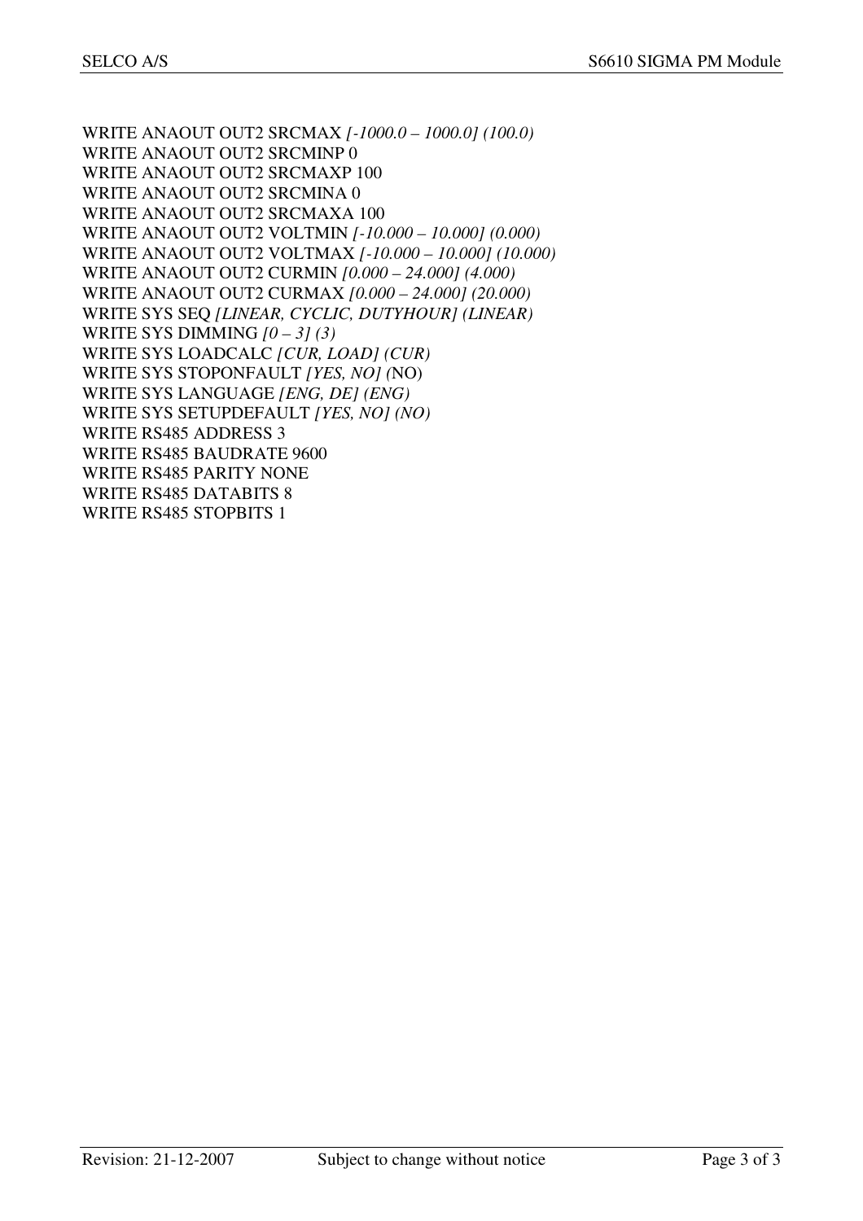WRITE ANAOUT OUT2 SRCMAX *[-1000.0 – 1000.0] (100.0)*
WRITE ANAOUT OUT2 SRCMINP 0
WRITE ANAOUT OUT2 SRCMAXP 100
WRITE ANAOUT OUT2 SRCMINA 0
WRITE ANAOUT OUT2 SRCMAXA 100
WRITE ANAOUT OUT2 VOLTMIN *[-10.000 – 10.000] (0.000)*
WRITE ANAOUT OUT2 VOLTMAX *[-10.000 – 10.000] (10.000)*
WRITE ANAOUT OUT2 CURMIN *[0.000 – 24.000] (4.000)*
WRITE ANAOUT OUT2 CURMAX *[0.000 – 24.000] (20.000)*
WRITE SYS SEQ *[LINEAR, CYCLIC, DUTYHOUR] (LINEAR)*
WRITE SYS DIMMING *[0 – 3] (3)*
WRITE SYS LOADCALC *[CUR, LOAD] (CUR)*
WRITE SYS STOPONFAULT *[YES, NO] (*NO)
WRITE SYS LANGUAGE *[ENG, DE] (ENG)*
WRITE SYS SETUPDEFAULT *[YES, NO] (NO)*
WRITE RS485 ADDRESS 3
WRITE RS485 BAUDRATE 9600
WRITE RS485 PARITY NONE
WRITE RS485 DATABITS 8
WRITE RS485 STOPBITS 1